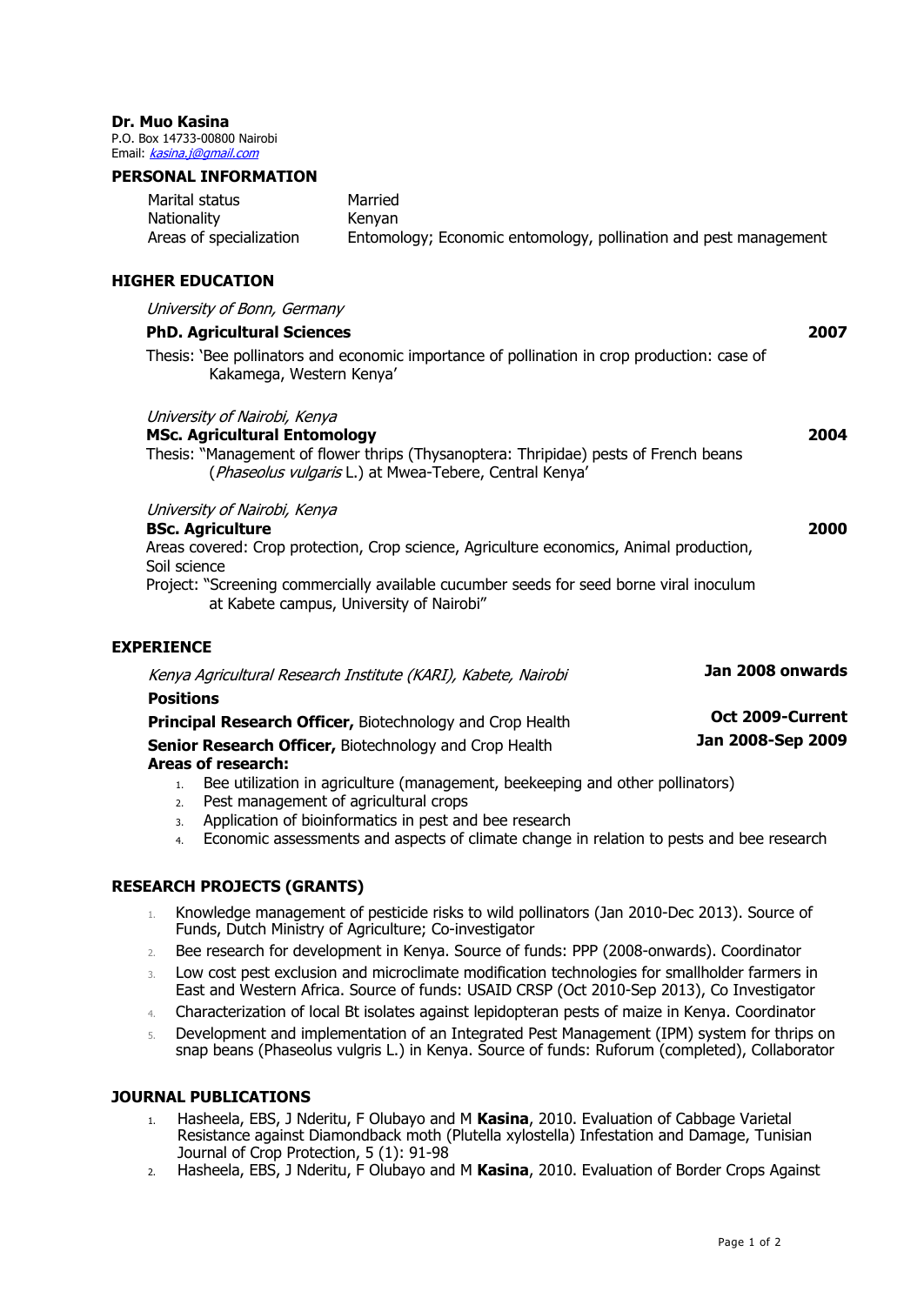**Dr. Muo Kasina**
P.O. Box 14733-00800 Nairobi
Email: *kasina.j@gmail.com*

## PERSONAL INFORMATION

| | |
|---|---|
| Marital status | Married |
| Nationality | Kenyan |
| Areas of specialization | Entomology; Economic entomology, pollination and pest management |

## HIGHER EDUCATION

*University of Bonn, Germany*

**PhD. Agricultural Sciences** **2007**

Thesis: 'Bee pollinators and economic importance of pollination in crop production: case of Kakamega, Western Kenya'

*University of Nairobi, Kenya*

**MSc. Agricultural Entomology** **2004**

Thesis: "Management of flower thrips (Thysanoptera: Thripidae) pests of French beans (*Phaseolus vulgaris* L.) at Mwea-Tebere, Central Kenya'

*University of Nairobi, Kenya*

**BSc. Agriculture** **2000**

Areas covered: Crop protection, Crop science, Agriculture economics, Animal production, Soil science

Project: "Screening commercially available cucumber seeds for seed borne viral inoculum at Kabete campus, University of Nairobi"

## EXPERIENCE

*Kenya Agricultural Research Institute (KARI), Kabete, Nairobi* **Jan 2008 onwards**

**Positions**

**Principal Research Officer,** Biotechnology and Crop Health **Oct 2009-Current**

**Senior Research Officer,** Biotechnology and Crop Health **Jan 2008-Sep 2009**

**Areas of research:**

1. Bee utilization in agriculture (management, beekeeping and other pollinators)
2. Pest management of agricultural crops
3. Application of bioinformatics in pest and bee research
4. Economic assessments and aspects of climate change in relation to pests and bee research

## RESEARCH PROJECTS (GRANTS)

1. Knowledge management of pesticide risks to wild pollinators (Jan 2010-Dec 2013). Source of Funds, Dutch Ministry of Agriculture; Co-investigator
2. Bee research for development in Kenya. Source of funds: PPP (2008-onwards). Coordinator
3. Low cost pest exclusion and microclimate modification technologies for smallholder farmers in East and Western Africa. Source of funds: USAID CRSP (Oct 2010-Sep 2013), Co Investigator
4. Characterization of local Bt isolates against lepidopteran pests of maize in Kenya. Coordinator
5. Development and implementation of an Integrated Pest Management (IPM) system for thrips on snap beans (Phaseolus vulgris L.) in Kenya. Source of funds: Ruforum (completed), Collaborator

## JOURNAL PUBLICATIONS

1. Hasheela, EBS, J Nderitu, F Olubayo and M **Kasina**, 2010. Evaluation of Cabbage Varietal Resistance against Diamondback moth (Plutella xylostella) Infestation and Damage, Tunisian Journal of Crop Protection, 5 (1): 91-98
2. Hasheela, EBS, J Nderitu, F Olubayo and M **Kasina**, 2010. Evaluation of Border Crops Against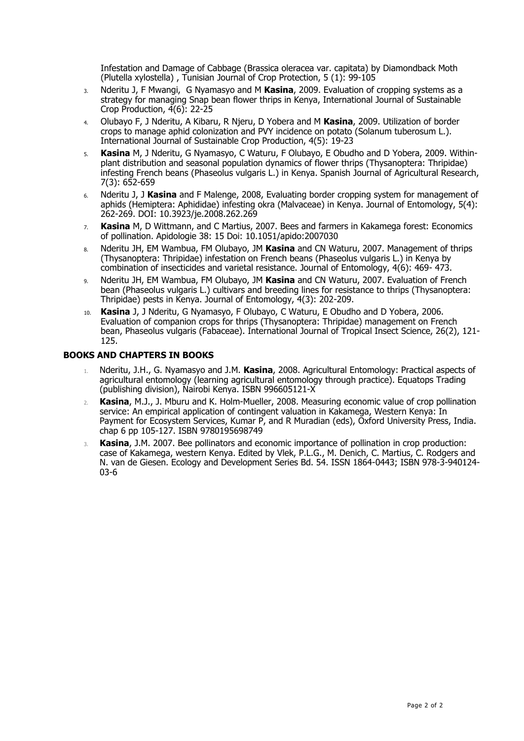Infestation and Damage of Cabbage (Brassica oleracea var. capitata) by Diamondback Moth (Plutella xylostella) , Tunisian Journal of Crop Protection, 5 (1): 99-105

3. Nderitu J, F Mwangi, G Nyamasyo and M **Kasina**, 2009. Evaluation of cropping systems as a strategy for managing Snap bean flower thrips in Kenya, International Journal of Sustainable Crop Production, 4(6): 22-25
4. Olubayo F, J Nderitu, A Kibaru, R Njeru, D Yobera and M **Kasina**, 2009. Utilization of border crops to manage aphid colonization and PVY incidence on potato (Solanum tuberosum L.). International Journal of Sustainable Crop Production, 4(5): 19-23
5. **Kasina** M, J Nderitu, G Nyamasyo, C Waturu, F Olubayo, E Obudho and D Yobera, 2009. Within-plant distribution and seasonal population dynamics of flower thrips (Thysanoptera: Thripidae) infesting French beans (Phaseolus vulgaris L.) in Kenya. Spanish Journal of Agricultural Research, 7(3): 652-659
6. Nderitu J, J **Kasina** and F Malenge, 2008, Evaluating border cropping system for management of aphids (Hemiptera: Aphididae) infesting okra (Malvaceae) in Kenya. Journal of Entomology, 5(4): 262-269. DOI: 10.3923/je.2008.262.269
7. **Kasina** M, D Wittmann, and C Martius, 2007. Bees and farmers in Kakamega forest: Economics of pollination. Apidologie 38: 15 Doi: 10.1051/apido:2007030
8. Nderitu JH, EM Wambua, FM Olubayo, JM **Kasina** and CN Waturu, 2007. Management of thrips (Thysanoptera: Thripidae) infestation on French beans (Phaseolus vulgaris L.) in Kenya by combination of insecticides and varietal resistance. Journal of Entomology, 4(6): 469- 473.
9. Nderitu JH, EM Wambua, FM Olubayo, JM **Kasina** and CN Waturu, 2007. Evaluation of French bean (Phaseolus vulgaris L.) cultivars and breeding lines for resistance to thrips (Thysanoptera: Thripidae) pests in Kenya. Journal of Entomology, 4(3): 202-209.
10. **Kasina** J, J Nderitu, G Nyamasyo, F Olubayo, C Waturu, E Obudho and D Yobera, 2006. Evaluation of companion crops for thrips (Thysanoptera: Thripidae) management on French bean, Phaseolus vulgaris (Fabaceae). International Journal of Tropical Insect Science, 26(2), 121-125.

**BOOKS AND CHAPTERS IN BOOKS**

1. Nderitu, J.H., G. Nyamasyo and J.M. **Kasina**, 2008. Agricultural Entomology: Practical aspects of agricultural entomology (learning agricultural entomology through practice). Equatops Trading (publishing division), Nairobi Kenya. ISBN 996605121-X
2. **Kasina**, M.J., J. Mburu and K. Holm-Mueller, 2008. Measuring economic value of crop pollination service: An empirical application of contingent valuation in Kakamega, Western Kenya: In Payment for Ecosystem Services, Kumar P, and R Muradian (eds), Oxford University Press, India. chap 6 pp 105-127. ISBN 9780195698749
3. **Kasina**, J.M. 2007. Bee pollinators and economic importance of pollination in crop production: case of Kakamega, western Kenya. Edited by Vlek, P.L.G., M. Denich, C. Martius, C. Rodgers and N. van de Giesen. Ecology and Development Series Bd. 54. ISSN 1864-0443; ISBN 978-3-940124-03-6